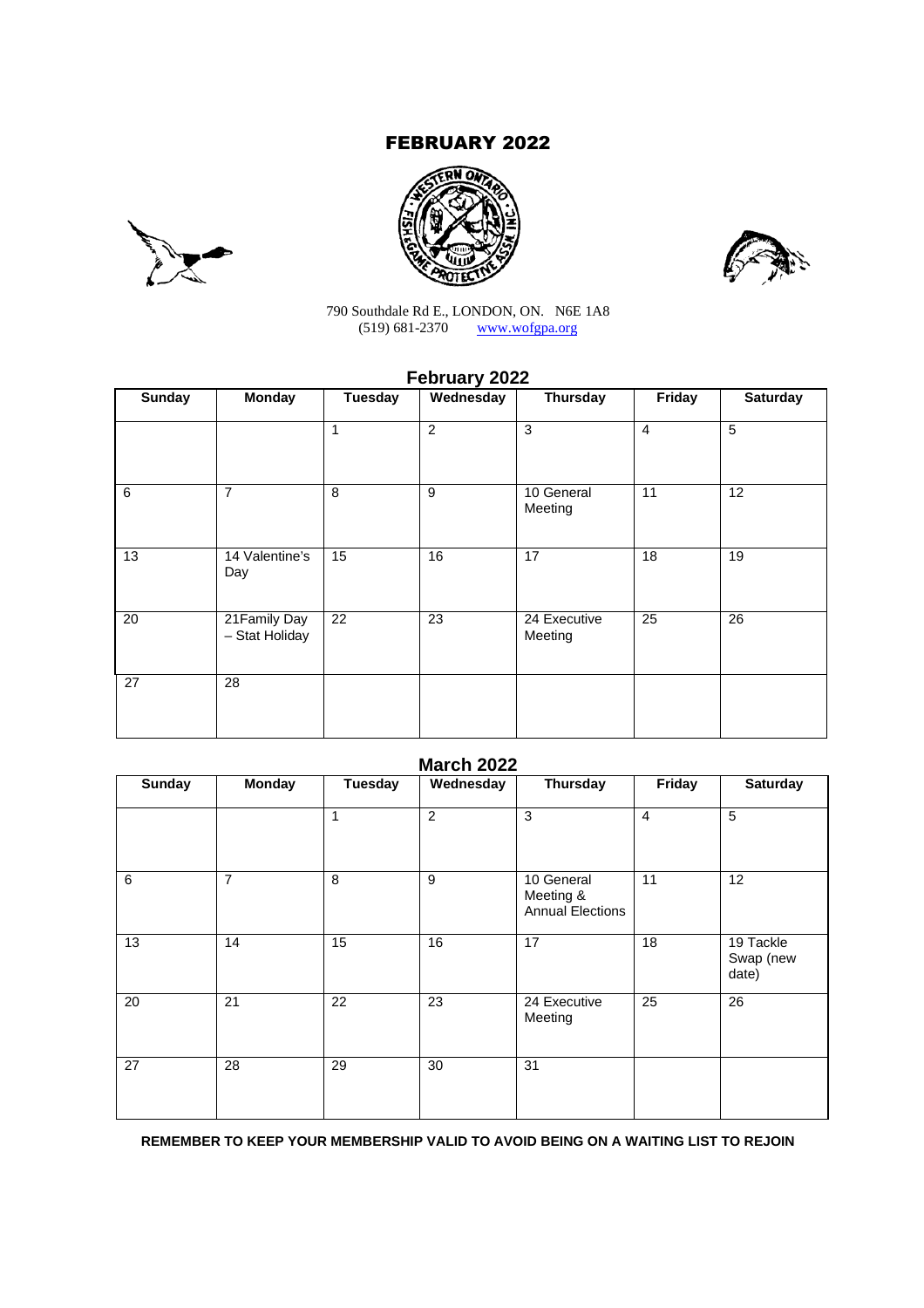# FEBRUARY 2022

790 Southdale Rd E., LONDON, ON. N6E 1A8
(519) 681-2370 www.wofgpa.org

## February 2022

| Sunday | Monday | Tuesday | Wednesday | Thursday | Friday | Saturday |
|---|---|---|---|---|---|---|
| | | 1 | 2 | 3 | 4 | 5 |
| 6 | 7 | 8 | 9 | 10 General Meeting | 11 | 12 |
| 13 | 14 Valentine's Day | 15 | 16 | 17 | 18 | 19 |
| 20 | 21Family Day – Stat Holiday | 22 | 23 | 24 Executive Meeting | 25 | 26 |
| 27 | 28 | | | | | |

## March 2022

| Sunday | Monday | Tuesday | Wednesday | Thursday | Friday | Saturday |
|---|---|---|---|---|---|---|
| | | 1 | 2 | 3 | 4 | 5 |
| 6 | 7 | 8 | 9 | 10 General Meeting & Annual Elections | 11 | 12 |
| 13 | 14 | 15 | 16 | 17 | 18 | 19 Tackle Swap (new date) |
| 20 | 21 | 22 | 23 | 24 Executive Meeting | 25 | 26 |
| 27 | 28 | 29 | 30 | 31 | | |

**REMEMBER TO KEEP YOUR MEMBERSHIP VALID TO AVOID BEING ON A WAITING LIST TO REJOIN**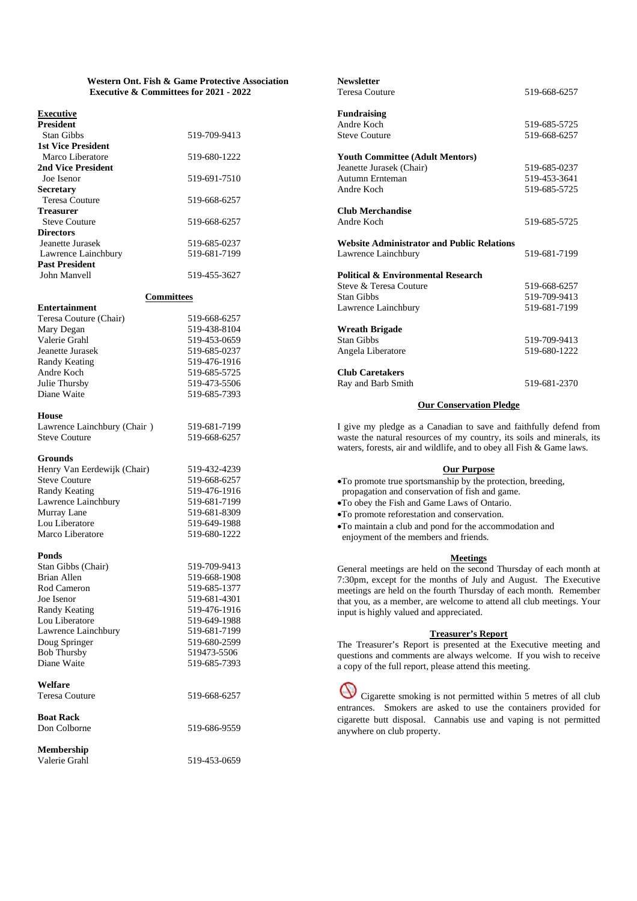**Western Ont. Fish & Game Protective Association**
**Executive & Committees for 2021 - 2022**

**Executive**

| | |
|---|---|
| **President** | |
| Stan Gibbs | 519-709-9413 |
| **1st Vice President** | |
| Marco Liberatore | 519-680-1222 |
| **2nd Vice President** | |
| Joe Isenor | 519-691-7510 |
| **Secretary** | |
| Teresa Couture | 519-668-6257 |
| **Treasurer** | |
| Steve Couture | 519-668-6257 |
| **Directors** | |
| Jeanette Jurasek | 519-685-0237 |
| Lawrence Lainchbury | 519-681-7199 |
| **Past President** | |
| John Manvell | 519-455-3627 |

**Committees**

| | |
|---|---|
| **Entertainment** | |
| Teresa Couture (Chair) | 519-668-6257 |
| Mary Degan | 519-438-8104 |
| Valerie Grahl | 519-453-0659 |
| Jeanette Jurasek | 519-685-0237 |
| Randy Keating | 519-476-1916 |
| Andre Koch | 519-685-5725 |
| Julie Thursby | 519-473-5506 |
| Diane Waite | 519-685-7393 |
| **House** | |
| Lawrence Lainchbury (Chair ) | 519-681-7199 |
| Steve Couture | 519-668-6257 |
| **Grounds** | |
| Henry Van Eerdewijk (Chair) | 519-432-4239 |
| Steve Couture | 519-668-6257 |
| Randy Keating | 519-476-1916 |
| Lawrence Lainchbury | 519-681-7199 |
| Murray Lane | 519-681-8309 |
| Lou Liberatore | 519-649-1988 |
| Marco Liberatore | 519-680-1222 |
| **Ponds** | |
| Stan Gibbs (Chair) | 519-709-9413 |
| Brian Allen | 519-668-1908 |
| Rod Cameron | 519-685-1377 |
| Joe Isenor | 519-681-4301 |
| Randy Keating | 519-476-1916 |
| Lou Liberatore | 519-649-1988 |
| Lawrence Lainchbury | 519-681-7199 |
| Doug Springer | 519-680-2599 |
| Bob Thursby | 519473-5506 |
| Diane Waite | 519-685-7393 |
| **Welfare** | |
| Teresa Couture | 519-668-6257 |
| **Boat Rack** | |
| Don Colborne | 519-686-9559 |
| **Membership** | |
| Valerie Grahl | 519-453-0659 |
| **Newsletter** | |
| Teresa Couture | 519-668-6257 |
| **Fundraising** | |
| Andre Koch | 519-685-5725 |
| Steve Couture | 519-668-6257 |
| **Youth Committee (Adult Mentors)** | |
| Jeanette Jurasek (Chair) | 519-685-0237 |
| Autumn Ernteman | 519-453-3641 |
| Andre Koch | 519-685-5725 |
| **Club Merchandise** | |
| Andre Koch | 519-685-5725 |
| **Website Administrator and Public Relations** | |
| Lawrence Lainchbury | 519-681-7199 |
| **Political & Environmental Research** | |
| Steve & Teresa Couture | 519-668-6257 |
| Stan Gibbs | 519-709-9413 |
| Lawrence Lainchbury | 519-681-7199 |
| **Wreath Brigade** | |
| Stan Gibbs | 519-709-9413 |
| Angela Liberatore | 519-680-1222 |
| **Club Caretakers** | |
| Ray and Barb Smith | 519-681-2370 |

## Our Conservation Pledge

I give my pledge as a Canadian to save and faithfully defend from waste the natural resources of my country, its soils and minerals, its waters, forests, air and wildlife, and to obey all Fish & Game laws.

## Our Purpose

- To promote true sportsmanship by the protection, breeding, propagation and conservation of fish and game.
- To obey the Fish and Game Laws of Ontario.
- To promote reforestation and conservation.
- To maintain a club and pond for the accommodation and enjoyment of the members and friends.

## Meetings

General meetings are held on the second Thursday of each month at 7:30pm, except for the months of July and August. The Executive meetings are held on the fourth Thursday of each month. Remember that you, as a member, are welcome to attend all club meetings. Your input is highly valued and appreciated.

## Treasurer's Report

The Treasurer's Report is presented at the Executive meeting and questions and comments are always welcome. If you wish to receive a copy of the full report, please attend this meeting.

Cigarette smoking is not permitted within 5 metres of all club entrances. Smokers are asked to use the containers provided for cigarette butt disposal. Cannabis use and vaping is not permitted anywhere on club property.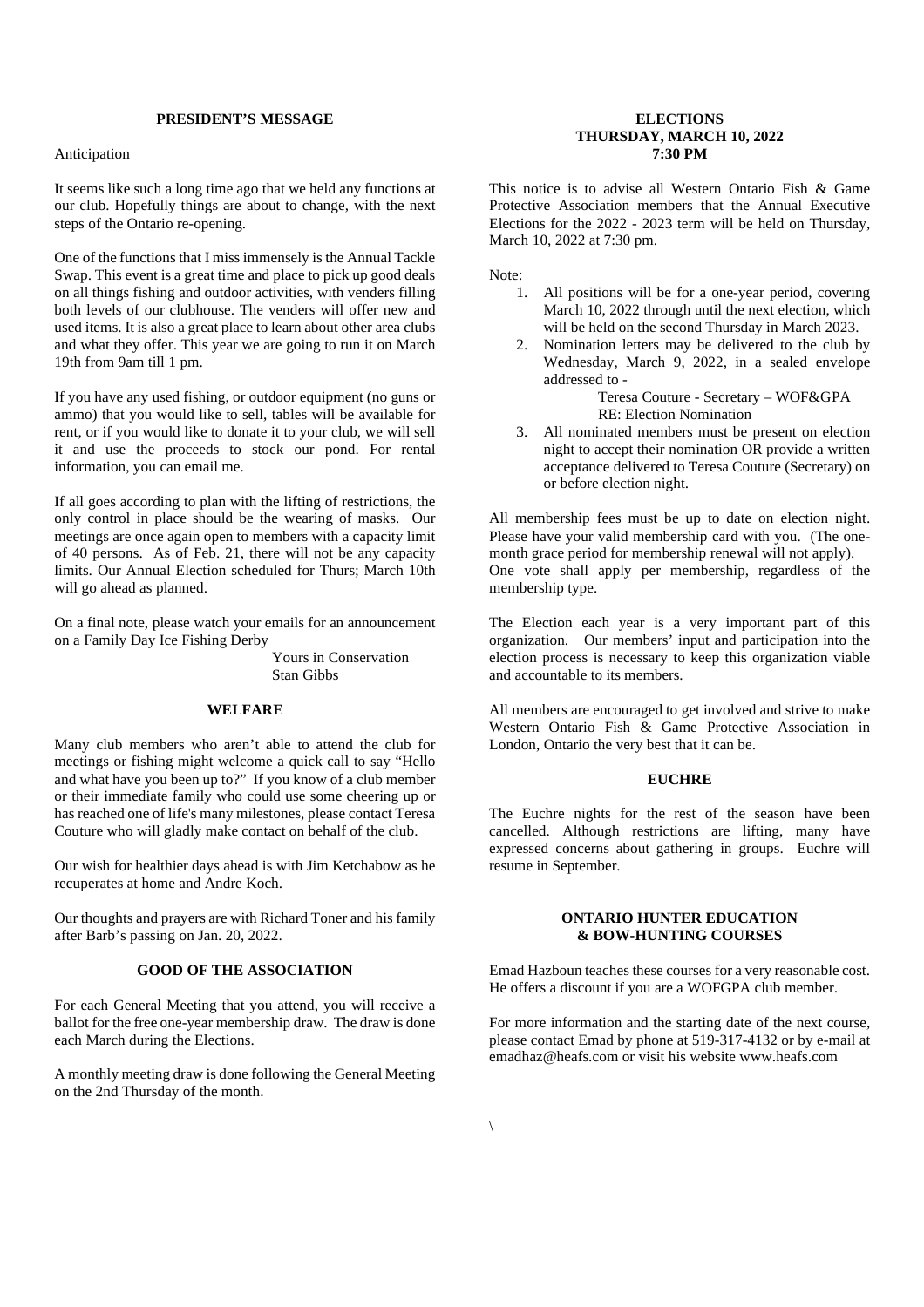## PRESIDENT'S MESSAGE

Anticipation

It seems like such a long time ago that we held any functions at our club. Hopefully things are about to change, with the next steps of the Ontario re-opening.

One of the functions that I miss immensely is the Annual Tackle Swap. This event is a great time and place to pick up good deals on all things fishing and outdoor activities, with venders filling both levels of our clubhouse. The venders will offer new and used items. It is also a great place to learn about other area clubs and what they offer. This year we are going to run it on March 19th from 9am till 1 pm.

If you have any used fishing, or outdoor equipment (no guns or ammo) that you would like to sell, tables will be available for rent, or if you would like to donate it to your club, we will sell it and use the proceeds to stock our pond. For rental information, you can email me.

If all goes according to plan with the lifting of restrictions, the only control in place should be the wearing of masks. Our meetings are once again open to members with a capacity limit of 40 persons. As of Feb. 21, there will not be any capacity limits. Our Annual Election scheduled for Thurs; March 10th will go ahead as planned.

On a final note, please watch your emails for an announcement on a Family Day Ice Fishing Derby

Yours in Conservation
Stan Gibbs

## WELFARE

Many club members who aren't able to attend the club for meetings or fishing might welcome a quick call to say "Hello and what have you been up to?" If you know of a club member or their immediate family who could use some cheering up or has reached one of life's many milestones, please contact Teresa Couture who will gladly make contact on behalf of the club.

Our wish for healthier days ahead is with Jim Ketchabow as he recuperates at home and Andre Koch.

Our thoughts and prayers are with Richard Toner and his family after Barb's passing on Jan. 20, 2022.

## GOOD OF THE ASSOCIATION

For each General Meeting that you attend, you will receive a ballot for the free one-year membership draw. The draw is done each March during the Elections.

A monthly meeting draw is done following the General Meeting on the 2nd Thursday of the month.

## ELECTIONS
## THURSDAY, MARCH 10, 2022
## 7:30 PM

This notice is to advise all Western Ontario Fish & Game Protective Association members that the Annual Executive Elections for the 2022 - 2023 term will be held on Thursday, March 10, 2022 at 7:30 pm.

Note:

1. All positions will be for a one-year period, covering March 10, 2022 through until the next election, which will be held on the second Thursday in March 2023.
2. Nomination letters may be delivered to the club by Wednesday, March 9, 2022, in a sealed envelope addressed to -

   Teresa Couture - Secretary – WOF&GPA
   RE: Election Nomination
3. All nominated members must be present on election night to accept their nomination OR provide a written acceptance delivered to Teresa Couture (Secretary) on or before election night.

All membership fees must be up to date on election night. Please have your valid membership card with you. (The one-month grace period for membership renewal will not apply). One vote shall apply per membership, regardless of the membership type.

The Election each year is a very important part of this organization. Our members' input and participation into the election process is necessary to keep this organization viable and accountable to its members.

All members are encouraged to get involved and strive to make Western Ontario Fish & Game Protective Association in London, Ontario the very best that it can be.

## EUCHRE

The Euchre nights for the rest of the season have been cancelled. Although restrictions are lifting, many have expressed concerns about gathering in groups. Euchre will resume in September.

## ONTARIO HUNTER EDUCATION & BOW-HUNTING COURSES

Emad Hazboun teaches these courses for a very reasonable cost. He offers a discount if you are a WOFGPA club member.

For more information and the starting date of the next course, please contact Emad by phone at 519-317-4132 or by e-mail at emadhaz@heafs.com or visit his website www.heafs.com

\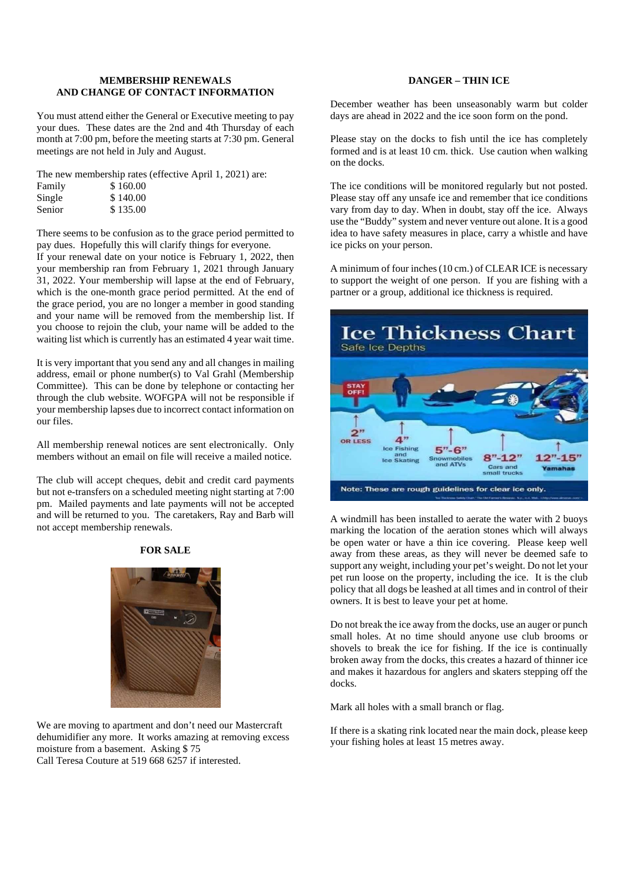## MEMBERSHIP RENEWALS AND CHANGE OF CONTACT INFORMATION

You must attend either the General or Executive meeting to pay your dues. These dates are the 2nd and 4th Thursday of each month at 7:00 pm, before the meeting starts at 7:30 pm. General meetings are not held in July and August.

The new membership rates (effective April 1, 2021) are:

| | |
|---|---|
| Family | $ 160.00 |
| Single | $ 140.00 |
| Senior | $ 135.00 |

There seems to be confusion as to the grace period permitted to pay dues. Hopefully this will clarify things for everyone.
If your renewal date on your notice is February 1, 2022, then your membership ran from February 1, 2021 through January 31, 2022. Your membership will lapse at the end of February, which is the one-month grace period permitted. At the end of the grace period, you are no longer a member in good standing and your name will be removed from the membership list. If you choose to rejoin the club, your name will be added to the waiting list which is currently has an estimated 4 year wait time.

It is very important that you send any and all changes in mailing address, email or phone number(s) to Val Grahl (Membership Committee). This can be done by telephone or contacting her through the club website. WOFGPA will not be responsible if your membership lapses due to incorrect contact information on our files.

All membership renewal notices are sent electronically. Only members without an email on file will receive a mailed notice.

The club will accept cheques, debit and credit card payments but not e-transfers on a scheduled meeting night starting at 7:00 pm. Mailed payments and late payments will not be accepted and will be returned to you. The caretakers, Ray and Barb will not accept membership renewals.

## FOR SALE

We are moving to apartment and don't need our Mastercraft dehumidifier any more. It works amazing at removing excess moisture from a basement. Asking $ 75
Call Teresa Couture at 519 668 6257 if interested.

## DANGER – THIN ICE

December weather has been unseasonably warm but colder days are ahead in 2022 and the ice soon form on the pond.

Please stay on the docks to fish until the ice has completely formed and is at least 10 cm. thick. Use caution when walking on the docks.

The ice conditions will be monitored regularly but not posted. Please stay off any unsafe ice and remember that ice conditions vary from day to day. When in doubt, stay off the ice. Always use the "Buddy" system and never venture out alone. It is a good idea to have safety measures in place, carry a whistle and have ice picks on your person.

A minimum of four inches (10 cm.) of CLEAR ICE is necessary to support the weight of one person. If you are fishing with a partner or a group, additional ice thickness is required.

A windmill has been installed to aerate the water with 2 buoys marking the location of the aeration stones which will always be open water or have a thin ice covering. Please keep well away from these areas, as they will never be deemed safe to support any weight, including your pet's weight. Do not let your pet run loose on the property, including the ice. It is the club policy that all dogs be leashed at all times and in control of their owners. It is best to leave your pet at home.

Do not break the ice away from the docks, use an auger or punch small holes. At no time should anyone use club brooms or shovels to break the ice for fishing. If the ice is continually broken away from the docks, this creates a hazard of thinner ice and makes it hazardous for anglers and skaters stepping off the docks.

Mark all holes with a small branch or flag.

If there is a skating rink located near the main dock, please keep your fishing holes at least 15 metres away.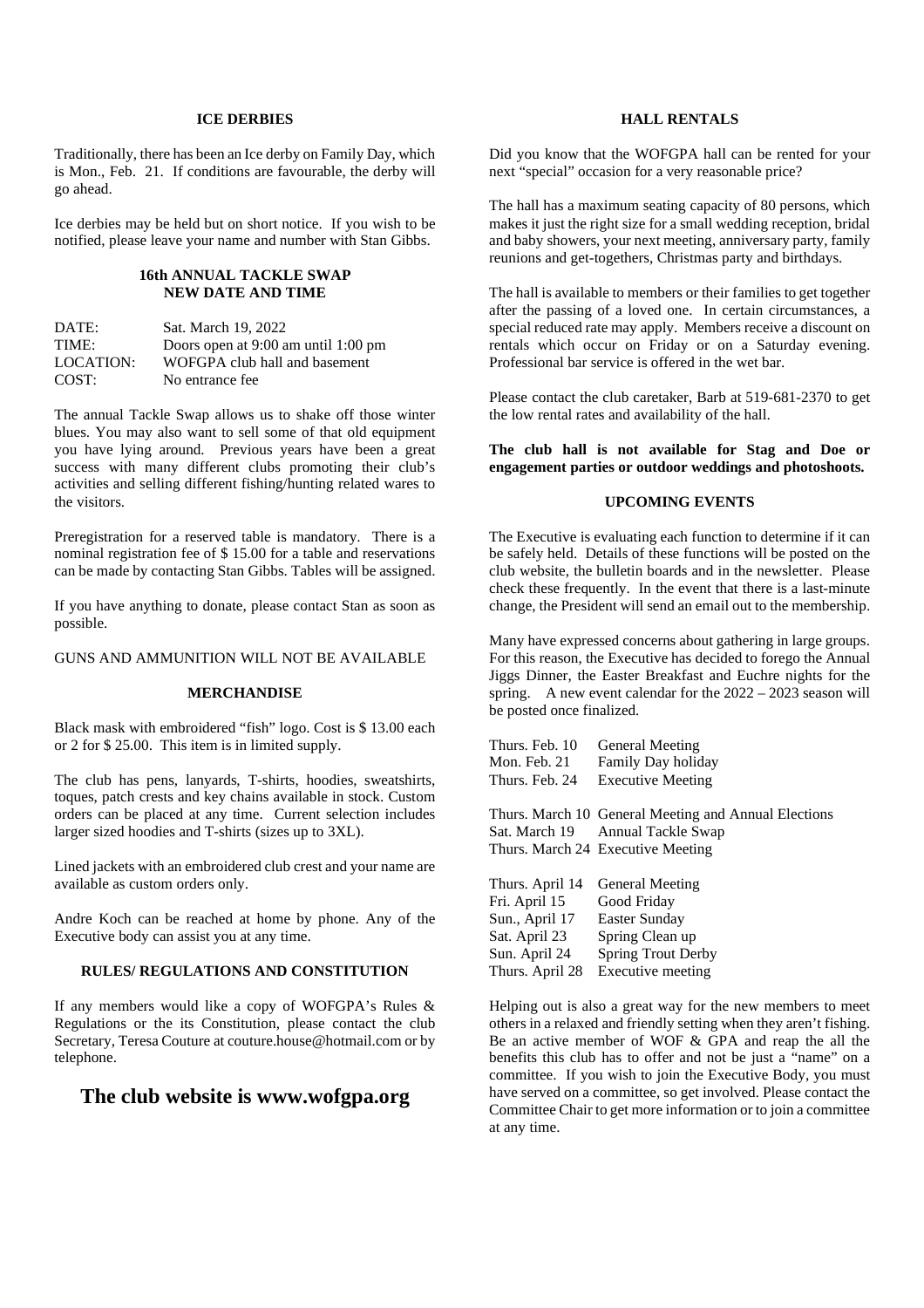## ICE DERBIES

Traditionally, there has been an Ice derby on Family Day, which is Mon., Feb. 21. If conditions are favourable, the derby will go ahead.

Ice derbies may be held but on short notice. If you wish to be notified, please leave your name and number with Stan Gibbs.

## 16th ANNUAL TACKLE SWAP
## NEW DATE AND TIME

| | |
|---|---|
| DATE: | Sat. March 19, 2022 |
| TIME: | Doors open at 9:00 am until 1:00 pm |
| LOCATION: | WOFGPA club hall and basement |
| COST: | No entrance fee |

The annual Tackle Swap allows us to shake off those winter blues. You may also want to sell some of that old equipment you have lying around. Previous years have been a great success with many different clubs promoting their club's activities and selling different fishing/hunting related wares to the visitors.

Preregistration for a reserved table is mandatory. There is a nominal registration fee of $ 15.00 for a table and reservations can be made by contacting Stan Gibbs. Tables will be assigned.

If you have anything to donate, please contact Stan as soon as possible.

GUNS AND AMMUNITION WILL NOT BE AVAILABLE

## MERCHANDISE

Black mask with embroidered "fish" logo. Cost is $ 13.00 each or 2 for $ 25.00. This item is in limited supply.

The club has pens, lanyards, T-shirts, hoodies, sweatshirts, toques, patch crests and key chains available in stock. Custom orders can be placed at any time. Current selection includes larger sized hoodies and T-shirts (sizes up to 3XL).

Lined jackets with an embroidered club crest and your name are available as custom orders only.

Andre Koch can be reached at home by phone. Any of the Executive body can assist you at any time.

## RULES/ REGULATIONS AND CONSTITUTION

If any members would like a copy of WOFGPA's Rules & Regulations or the its Constitution, please contact the club Secretary, Teresa Couture at couture.house@hotmail.com or by telephone.

# The club website is www.wofgpa.org

## HALL RENTALS

Did you know that the WOFGPA hall can be rented for your next "special" occasion for a very reasonable price?

The hall has a maximum seating capacity of 80 persons, which makes it just the right size for a small wedding reception, bridal and baby showers, your next meeting, anniversary party, family reunions and get-togethers, Christmas party and birthdays.

The hall is available to members or their families to get together after the passing of a loved one. In certain circumstances, a special reduced rate may apply. Members receive a discount on rentals which occur on Friday or on a Saturday evening. Professional bar service is offered in the wet bar.

Please contact the club caretaker, Barb at 519-681-2370 to get the low rental rates and availability of the hall.

**The club hall is not available for Stag and Doe or engagement parties or outdoor weddings and photoshoots.**

## UPCOMING EVENTS

The Executive is evaluating each function to determine if it can be safely held. Details of these functions will be posted on the club website, the bulletin boards and in the newsletter. Please check these frequently. In the event that there is a last-minute change, the President will send an email out to the membership.

Many have expressed concerns about gathering in large groups. For this reason, the Executive has decided to forego the Annual Jiggs Dinner, the Easter Breakfast and Euchre nights for the spring. A new event calendar for the 2022 – 2023 season will be posted once finalized.

| | |
|---|---|
| Thurs. Feb. 10 | General Meeting |
| Mon. Feb. 21 | Family Day holiday |
| Thurs. Feb. 24 | Executive Meeting |
| Thurs. March 10 | General Meeting and Annual Elections |
| Sat. March 19 | Annual Tackle Swap |
| Thurs. March 24 | Executive Meeting |
| Thurs. April 14 | General Meeting |
| Fri. April 15 | Good Friday |
| Sun., April 17 | Easter Sunday |
| Sat. April 23 | Spring Clean up |
| Sun. April 24 | Spring Trout Derby |
| Thurs. April 28 | Executive meeting |

Helping out is also a great way for the new members to meet others in a relaxed and friendly setting when they aren't fishing. Be an active member of WOF & GPA and reap the all the benefits this club has to offer and not be just a "name" on a committee. If you wish to join the Executive Body, you must have served on a committee, so get involved. Please contact the Committee Chair to get more information or to join a committee at any time.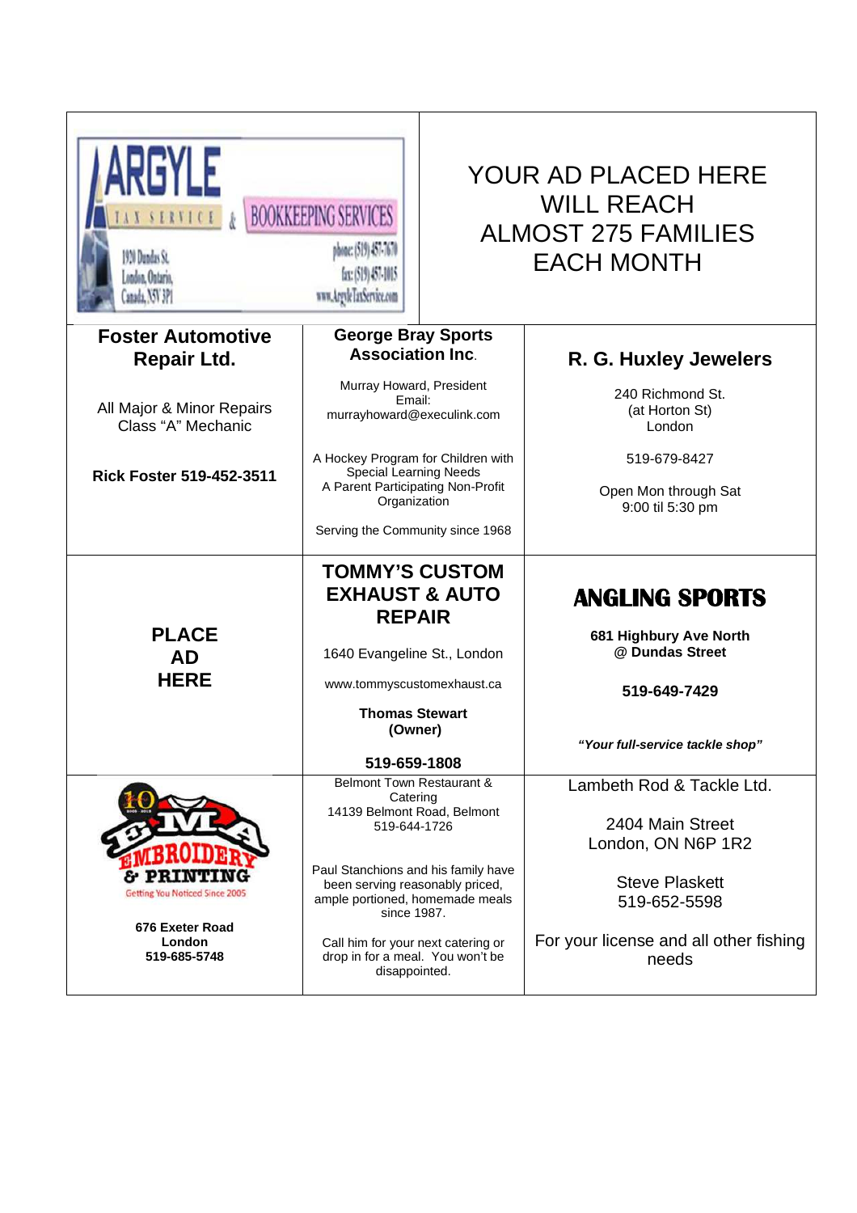ARGYLE TAX SERVICE & BOOKKEEPING SERVICES

1920 Dundas St.
London, Ontario,
Canada, N5V 3P1

phone: (519) 457-7670
fax: (519) 457-1015
www.ArgyleTaxService.com

YOUR AD PLACED HERE WILL REACH ALMOST 275 FAMILIES EACH MONTH

**Foster Automotive Repair Ltd.**

All Major & Minor Repairs
Class "A" Mechanic

**Rick Foster 519-452-3511**

**George Bray Sports Association Inc.**

Murray Howard, President
Email:
murrayhoward@execulink.com

A Hockey Program for Children with Special Learning Needs
A Parent Participating Non-Profit Organization

Serving the Community since 1968

**R. G. Huxley Jewelers**

240 Richmond St.
(at Horton St)
London

519-679-8427

Open Mon through Sat
9:00 til 5:30 pm

**PLACE AD HERE**

**TOMMY'S CUSTOM EXHAUST & AUTO REPAIR**

1640 Evangeline St., London

www.tommyscustomexhaust.ca

**Thomas Stewart (Owner)**

**519-659-1808**

**ANGLING SPORTS**

**681 Highbury Ave North @ Dundas Street**

**519-649-7429**

***"Your full-service tackle shop"***

10 BMA EMBROIDERY & PRINTING
Getting You Noticed Since 2005

**676 Exeter Road**
**London**
**519-685-5748**

Belmont Town Restaurant & Catering
14139 Belmont Road, Belmont
519-644-1726

Paul Stanchions and his family have been serving reasonably priced, ample portioned, homemade meals since 1987.

Call him for your next catering or drop in for a meal. You won't be disappointed.

Lambeth Rod & Tackle Ltd.

2404 Main Street
London, ON N6P 1R2

Steve Plaskett
519-652-5598

For your license and all other fishing needs